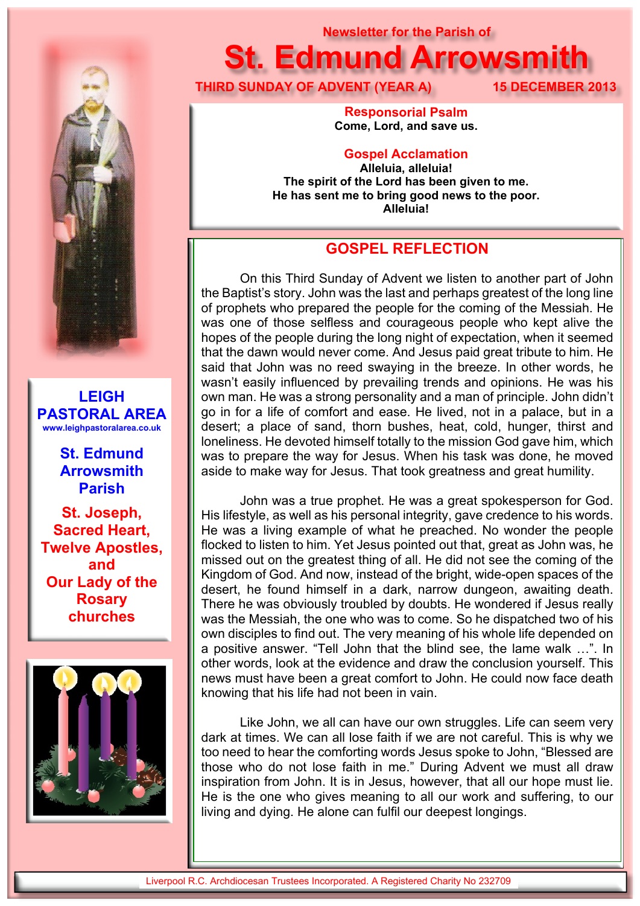Newsletter for the Parish of

# St. Edmund Arrowsmith

**THIRD SUNDAY OF ADVENT (YEAR A)** **15 DECEMBER 2013**

**LEIGH PASTORAL AREA**
www.leighpastoralarea.co.uk

**St. Edmund Arrowsmith Parish**

**St. Joseph, Sacred Heart, Twelve Apostles, and Our Lady of the Rosary churches**

### Responsorial Psalm

**Come, Lord, and save us.**

### Gospel Acclamation

**Alleluia, alleluia!**
**The spirit of the Lord has been given to me.**
**He has sent me to bring good news to the poor.**
**Alleluia!**

## GOSPEL REFLECTION

On this Third Sunday of Advent we listen to another part of John the Baptist's story. John was the last and perhaps greatest of the long line of prophets who prepared the people for the coming of the Messiah. He was one of those selfless and courageous people who kept alive the hopes of the people during the long night of expectation, when it seemed that the dawn would never come. And Jesus paid great tribute to him. He said that John was no reed swaying in the breeze. In other words, he wasn't easily influenced by prevailing trends and opinions. He was his own man. He was a strong personality and a man of principle. John didn't go in for a life of comfort and ease. He lived, not in a palace, but in a desert; a place of sand, thorn bushes, heat, cold, hunger, thirst and loneliness. He devoted himself totally to the mission God gave him, which was to prepare the way for Jesus. When his task was done, he moved aside to make way for Jesus. That took greatness and great humility.

John was a true prophet. He was a great spokesperson for God. His lifestyle, as well as his personal integrity, gave credence to his words. He was a living example of what he preached. No wonder the people flocked to listen to him. Yet Jesus pointed out that, great as John was, he missed out on the greatest thing of all. He did not see the coming of the Kingdom of God. And now, instead of the bright, wide-open spaces of the desert, he found himself in a dark, narrow dungeon, awaiting death. There he was obviously troubled by doubts. He wondered if Jesus really was the Messiah, the one who was to come. So he dispatched two of his own disciples to find out. The very meaning of his whole life depended on a positive answer. "Tell John that the blind see, the lame walk …". In other words, look at the evidence and draw the conclusion yourself. This news must have been a great comfort to John. He could now face death knowing that his life had not been in vain.

Like John, we all can have our own struggles. Life can seem very dark at times. We can all lose faith if we are not careful. This is why we too need to hear the comforting words Jesus spoke to John, "Blessed are those who do not lose faith in me." During Advent we must all draw inspiration from John. It is in Jesus, however, that all our hope must lie. He is the one who gives meaning to all our work and suffering, to our living and dying. He alone can fulfil our deepest longings.

Liverpool R.C. Archdiocesan Trustees Incorporated. A Registered Charity No 232709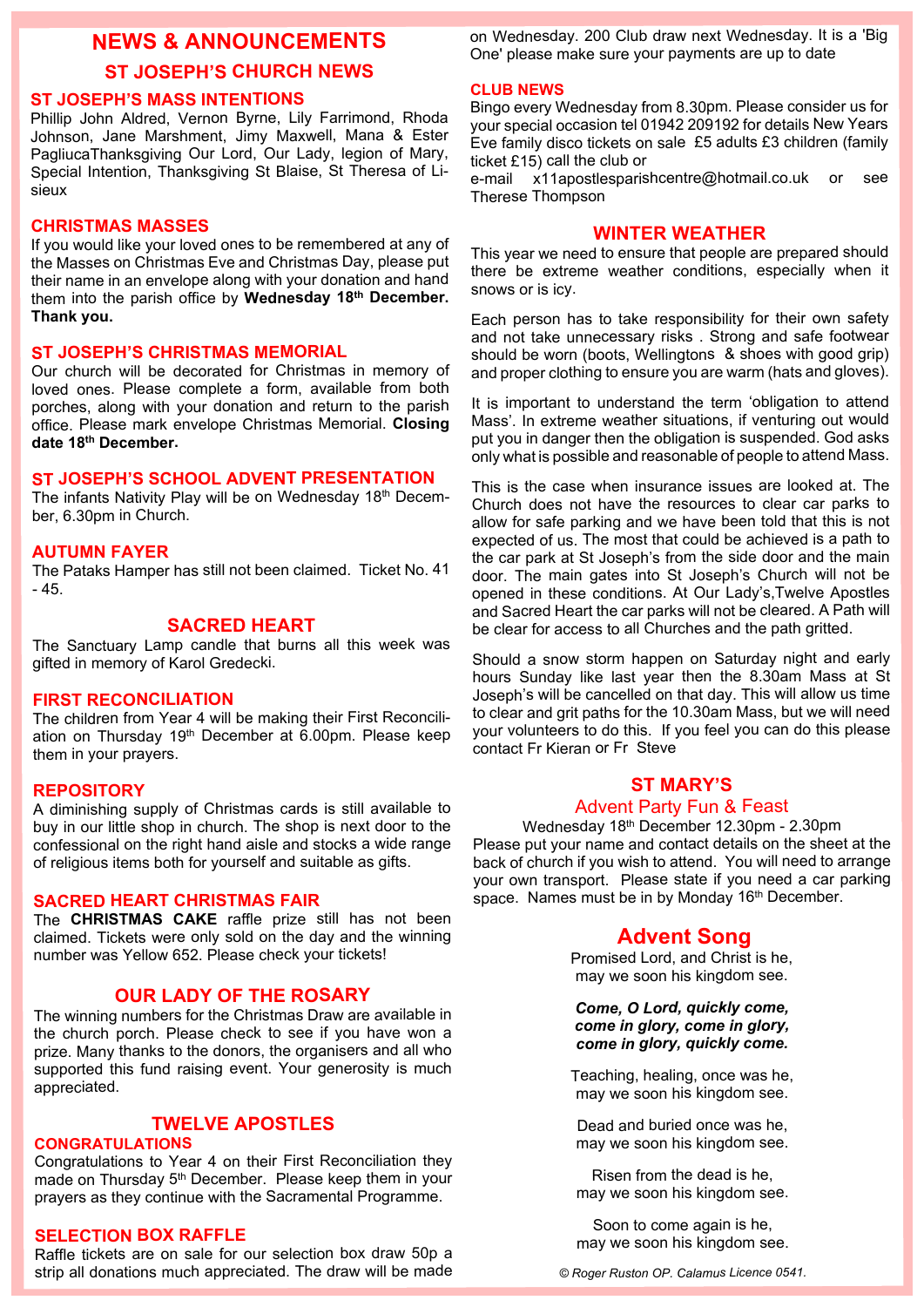# NEWS & ANNOUNCEMENTS

## ST JOSEPH'S CHURCH NEWS

### ST JOSEPH'S MASS INTENTIONS

Phillip John Aldred, Vernon Byrne, Lily Farrimond, Rhoda Johnson, Jane Marshment, Jimy Maxwell, Mana & Ester PagliucaThanksgiving Our Lord, Our Lady, legion of Mary, Special Intention, Thanksgiving St Blaise, St Theresa of Lisieux

### CHRISTMAS MASSES

If you would like your loved ones to be remembered at any of the Masses on Christmas Eve and Christmas Day, please put their name in an envelope along with your donation and hand them into the parish office by **Wednesday 18th December. Thank you.**

### ST JOSEPH'S CHRISTMAS MEMORIAL

Our church will be decorated for Christmas in memory of loved ones. Please complete a form, available from both porches, along with your donation and return to the parish office. Please mark envelope Christmas Memorial. **Closing date 18th December.**

### ST JOSEPH'S SCHOOL ADVENT PRESENTATION

The infants Nativity Play will be on Wednesday 18th December, 6.30pm in Church.

### AUTUMN FAYER

The Pataks Hamper has still not been claimed. Ticket No. 41 - 45.

## SACRED HEART

The Sanctuary Lamp candle that burns all this week was gifted in memory of Karol Gredecki.

### FIRST RECONCILIATION

The children from Year 4 will be making their First Reconciliation on Thursday 19th December at 6.00pm. Please keep them in your prayers.

### REPOSITORY

A diminishing supply of Christmas cards is still available to buy in our little shop in church. The shop is next door to the confessional on the right hand aisle and stocks a wide range of religious items both for yourself and suitable as gifts.

### SACRED HEART CHRISTMAS FAIR

The **CHRISTMAS CAKE** raffle prize still has not been claimed. Tickets were only sold on the day and the winning number was Yellow 652. Please check your tickets!

## OUR LADY OF THE ROSARY

The winning numbers for the Christmas Draw are available in the church porch. Please check to see if you have won a prize. Many thanks to the donors, the organisers and all who supported this fund raising event. Your generosity is much appreciated.

## TWELVE APOSTLES

### CONGRATULATIONS

Congratulations to Year 4 on their First Reconciliation they made on Thursday 5th December. Please keep them in your prayers as they continue with the Sacramental Programme.

### SELECTION BOX RAFFLE

Raffle tickets are on sale for our selection box draw 50p a strip all donations much appreciated. The draw will be made on Wednesday. 200 Club draw next Wednesday. It is a 'Big One' please make sure your payments are up to date

### CLUB NEWS

Bingo every Wednesday from 8.30pm. Please consider us for your special occasion tel 01942 209192 for details New Years Eve family disco tickets on sale £5 adults £3 children (family ticket £15) call the club or e-mail x11apostlesparishcentre@hotmail.co.uk or see Therese Thompson

## WINTER WEATHER

This year we need to ensure that people are prepared should there be extreme weather conditions, especially when it snows or is icy.

Each person has to take responsibility for their own safety and not take unnecessary risks . Strong and safe footwear should be worn (boots, Wellingtons & shoes with good grip) and proper clothing to ensure you are warm (hats and gloves).

It is important to understand the term 'obligation to attend Mass'. In extreme weather situations, if venturing out would put you in danger then the obligation is suspended. God asks only what is possible and reasonable of people to attend Mass.

This is the case when insurance issues are looked at. The Church does not have the resources to clear car parks to allow for safe parking and we have been told that this is not expected of us. The most that could be achieved is a path to the car park at St Joseph's from the side door and the main door. The main gates into St Joseph's Church will not be opened in these conditions. At Our Lady's,Twelve Apostles and Sacred Heart the car parks will not be cleared. A Path will be clear for access to all Churches and the path gritted.

Should a snow storm happen on Saturday night and early hours Sunday like last year then the 8.30am Mass at St Joseph's will be cancelled on that day. This will allow us time to clear and grit paths for the 10.30am Mass, but we will need your volunteers to do this. If you feel you can do this please contact Fr Kieran or Fr Steve

## ST MARY'S

### Advent Party Fun & Feast

Wednesday 18th December 12.30pm - 2.30pm

Please put your name and contact details on the sheet at the back of church if you wish to attend. You will need to arrange your own transport. Please state if you need a car parking space. Names must be in by Monday 16th December.

## Advent Song

Promised Lord, and Christ is he,
may we soon his kingdom see.

***Come, O Lord, quickly come,***
***come in glory, come in glory,***
***come in glory, quickly come.***

Teaching, healing, once was he,
may we soon his kingdom see.

Dead and buried once was he,
may we soon his kingdom see.

Risen from the dead is he,
may we soon his kingdom see.

Soon to come again is he,
may we soon his kingdom see.

*© Roger Ruston OP. Calamus Licence 0541.*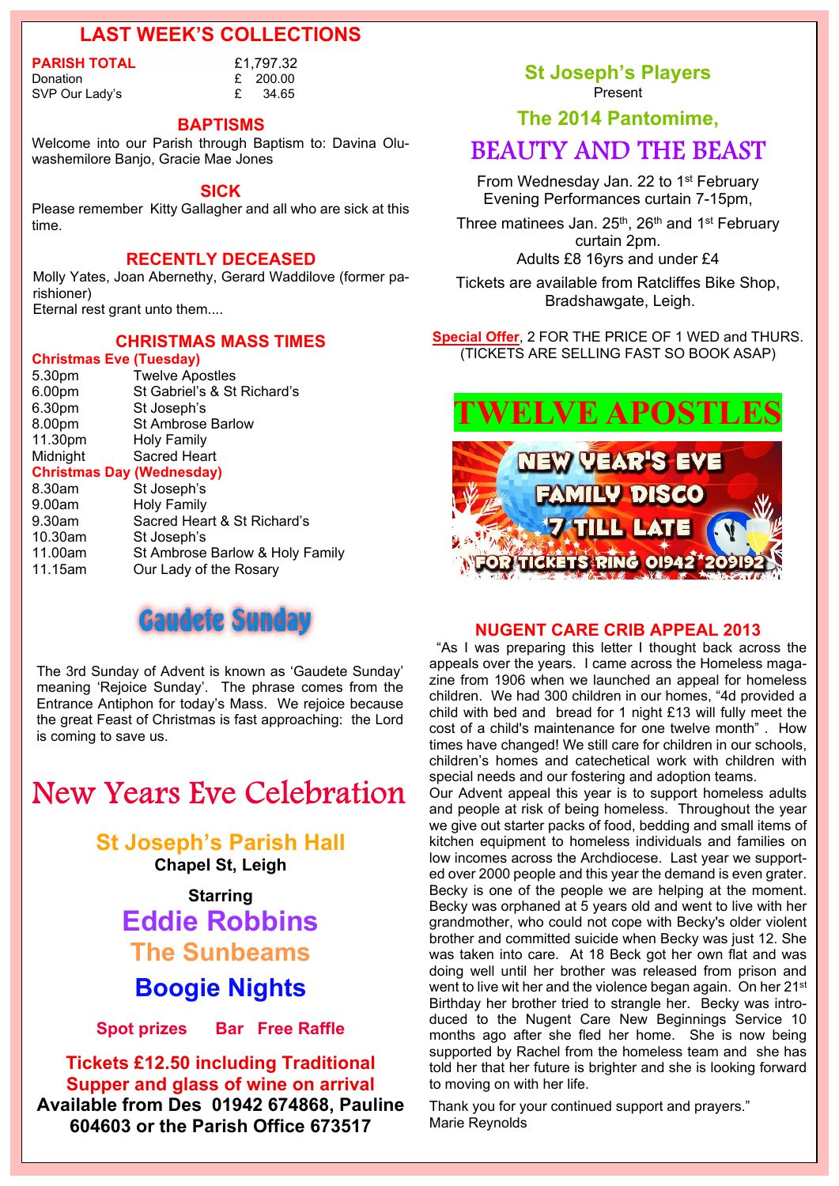## LAST WEEK'S COLLECTIONS

| | |
|---|---|
| **PARISH TOTAL** | £1,797.32 |
| Donation | £ 200.00 |
| SVP Our Lady's | £ 34.65 |

### BAPTISMS

Welcome into our Parish through Baptism to: Davina Oluwashemilore Banjo, Gracie Mae Jones

### SICK

Please remember Kitty Gallagher and all who are sick at this time.

### RECENTLY DECEASED

Molly Yates, Joan Abernethy, Gerard Waddilove (former parishioner)
Eternal rest grant unto them....

### CHRISTMAS MASS TIMES

**Christmas Eve (Tuesday)**

| | |
|---|---|
| 5.30pm | Twelve Apostles |
| 6.00pm | St Gabriel's & St Richard's |
| 6.30pm | St Joseph's |
| 8.00pm | St Ambrose Barlow |
| 11.30pm | Holy Family |
| Midnight | Sacred Heart |

**Christmas Day (Wednesday)**

| | |
|---|---|
| 8.30am | St Joseph's |
| 9.00am | Holy Family |
| 9.30am | Sacred Heart & St Richard's |
| 10.30am | St Joseph's |
| 11.00am | St Ambrose Barlow & Holy Family |
| 11.15am | Our Lady of the Rosary |

### Gaudete Sunday

The 3rd Sunday of Advent is known as 'Gaudete Sunday' meaning 'Rejoice Sunday'. The phrase comes from the Entrance Antiphon for today's Mass. We rejoice because the great Feast of Christmas is fast approaching: the Lord is coming to save us.

## New Years Eve Celebration

**St Joseph's Parish Hall**
**Chapel St, Leigh**

**Starring**
**Eddie Robbins**
**The Sunbeams**
**Boogie Nights**

**Spot prizes Bar Free Raffle**

**Tickets £12.50 including Traditional Supper and glass of wine on arrival**
**Available from Des 01942 674868, Pauline 604603 or the Parish Office 673517**

### St Joseph's Players

Present

### The 2014 Pantomime,

## BEAUTY AND THE BEAST

From Wednesday Jan. 22 to 1st February
Evening Performances curtain 7-15pm,

Three matinees Jan. 25th, 26th and 1st February curtain 2pm.
Adults £8 16yrs and under £4

Tickets are available from Ratcliffes Bike Shop, Bradshawgate, Leigh.

**Special Offer**, 2 FOR THE PRICE OF 1 WED and THURS. (TICKETS ARE SELLING FAST SO BOOK ASAP)

## TWELVE APOSTLES

NEW YEAR'S EVE FAMILY DISCO 7 TILL LATE FOR TICKETS RING 01942 209192

### NUGENT CARE CRIB APPEAL 2013

"As I was preparing this letter I thought back across the appeals over the years. I came across the Homeless magazine from 1906 when we launched an appeal for homeless children. We had 300 children in our homes, "4d provided a child with bed and bread for 1 night £13 will fully meet the cost of a child's maintenance for one twelve month" . How times have changed! We still care for children in our schools, children's homes and catechetical work with children with special needs and our fostering and adoption teams.

Our Advent appeal this year is to support homeless adults and people at risk of being homeless. Throughout the year we give out starter packs of food, bedding and small items of kitchen equipment to homeless individuals and families on low incomes across the Archdiocese. Last year we supported over 2000 people and this year the demand is even grater. Becky is one of the people we are helping at the moment. Becky was orphaned at 5 years old and went to live with her grandmother, who could not cope with Becky's older violent brother and committed suicide when Becky was just 12. She was taken into care. At 18 Beck got her own flat and was doing well until her brother was released from prison and went to live wit her and the violence began again. On her 21st Birthday her brother tried to strangle her. Becky was introduced to the Nugent Care New Beginnings Service 10 months ago after she fled her home. She is now being supported by Rachel from the homeless team and she has told her that her future is brighter and she is looking forward to moving on with her life.

Thank you for your continued support and prayers."
Marie Reynolds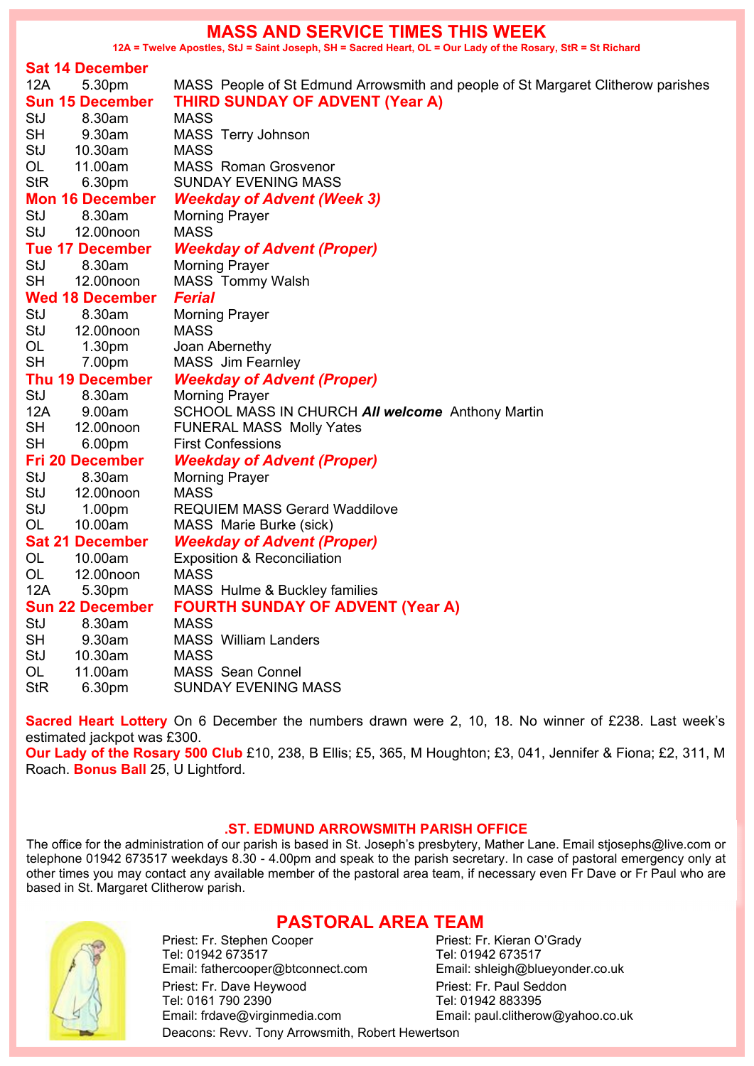# MASS AND SERVICE TIMES THIS WEEK

**12A = Twelve Apostles, StJ = Saint Joseph, SH = Sacred Heart, OL = Our Lady of the Rosary, StR = St Richard**

| | | |
|---|---|---|
| **Sat 14 December** | | |
| 12A | 5.30pm | MASS People of St Edmund Arrowsmith and people of St Margaret Clitherow parishes |
| **Sun 15 December** | | **THIRD SUNDAY OF ADVENT (Year A)** |
| StJ | 8.30am | MASS |
| SH | 9.30am | MASS Terry Johnson |
| StJ | 10.30am | MASS |
| OL | 11.00am | MASS Roman Grosvenor |
| StR | 6.30pm | SUNDAY EVENING MASS |
| **Mon 16 December** | | ***Weekday of Advent (Week 3)*** |
| StJ | 8.30am | Morning Prayer |
| StJ | 12.00noon | MASS |
| **Tue 17 December** | | ***Weekday of Advent (Proper)*** |
| StJ | 8.30am | Morning Prayer |
| SH | 12.00noon | MASS Tommy Walsh |
| **Wed 18 December** | | ***Ferial*** |
| StJ | 8.30am | Morning Prayer |
| StJ | 12.00noon | MASS |
| OL | 1.30pm | Joan Abernethy |
| SH | 7.00pm | MASS Jim Fearnley |
| **Thu 19 December** | | ***Weekday of Advent (Proper)*** |
| StJ | 8.30am | Morning Prayer |
| 12A | 9.00am | SCHOOL MASS IN CHURCH ***All welcome*** Anthony Martin |
| SH | 12.00noon | FUNERAL MASS Molly Yates |
| SH | 6.00pm | First Confessions |
| **Fri 20 December** | | ***Weekday of Advent (Proper)*** |
| StJ | 8.30am | Morning Prayer |
| StJ | 12.00noon | MASS |
| StJ | 1.00pm | REQUIEM MASS Gerard Waddilove |
| OL | 10.00am | MASS Marie Burke (sick) |
| **Sat 21 December** | | ***Weekday of Advent (Proper)*** |
| OL | 10.00am | Exposition & Reconciliation |
| OL | 12.00noon | MASS |
| 12A | 5.30pm | MASS Hulme & Buckley families |
| **Sun 22 December** | | **FOURTH SUNDAY OF ADVENT (Year A)** |
| StJ | 8.30am | MASS |
| SH | 9.30am | MASS William Landers |
| StJ | 10.30am | MASS |
| OL | 11.00am | MASS Sean Connel |
| StR | 6.30pm | SUNDAY EVENING MASS |

**Sacred Heart Lottery** On 6 December the numbers drawn were 2, 10, 18. No winner of £238. Last week's estimated jackpot was £300.

**Our Lady of the Rosary 500 Club** £10, 238, B Ellis; £5, 365, M Houghton; £3, 041, Jennifer & Fiona; £2, 311, M Roach. **Bonus Ball** 25, U Lightford.

## .ST. EDMUND ARROWSMITH PARISH OFFICE

The office for the administration of our parish is based in St. Joseph's presbytery, Mather Lane. Email stjosephs@live.com or telephone 01942 673517 weekdays 8.30 - 4.00pm and speak to the parish secretary. In case of pastoral emergency only at other times you may contact any available member of the pastoral area team, if necessary even Fr Dave or Fr Paul who are based in St. Margaret Clitherow parish.

## PASTORAL AREA TEAM

Priest: Fr. Stephen Cooper
Tel: 01942 673517
Email: fathercooper@btconnect.com

Priest: Fr. Kieran O'Grady
Tel: 01942 673517
Email: shleigh@blueyonder.co.uk

Priest: Fr. Dave Heywood
Tel: 0161 790 2390
Email: frdave@virginmedia.com

Priest: Fr. Paul Seddon
Tel: 01942 883395
Email: paul.clitherow@yahoo.co.uk

Deacons: Revv. Tony Arrowsmith, Robert Hewertson